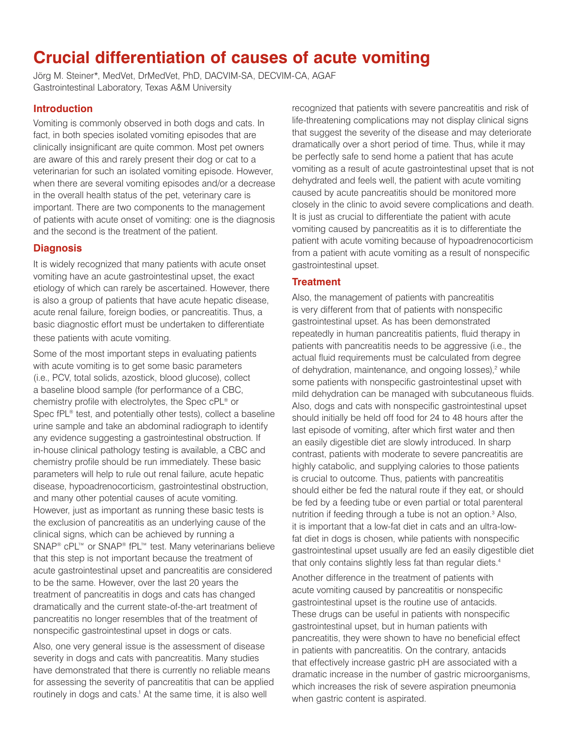# Crucial differentiation of causes of acute vomiting

Jörg M. Steiner*, MedVet, DrMedVet, PhD, DACVIM-SA, DECVIM-CA, AGAF
Gastrointestinal Laboratory, Texas A&M University

## Introduction

Vomiting is commonly observed in both dogs and cats. In fact, in both species isolated vomiting episodes that are clinically insignificant are quite common. Most pet owners are aware of this and rarely present their dog or cat to a veterinarian for such an isolated vomiting episode. However, when there are several vomiting episodes and/or a decrease in the overall health status of the pet, veterinary care is important. There are two components to the management of patients with acute onset of vomiting: one is the diagnosis and the second is the treatment of the patient.

## Diagnosis

It is widely recognized that many patients with acute onset vomiting have an acute gastrointestinal upset, the exact etiology of which can rarely be ascertained. However, there is also a group of patients that have acute hepatic disease, acute renal failure, foreign bodies, or pancreatitis. Thus, a basic diagnostic effort must be undertaken to differentiate these patients with acute vomiting.

Some of the most important steps in evaluating patients with acute vomiting is to get some basic parameters (i.e., PCV, total solids, azostick, blood glucose), collect a baseline blood sample (for performance of a CBC, chemistry profile with electrolytes, the Spec cPL® or Spec fPL® test, and potentially other tests), collect a baseline urine sample and take an abdominal radiograph to identify any evidence suggesting a gastrointestinal obstruction. If in-house clinical pathology testing is available, a CBC and chemistry profile should be run immediately. These basic parameters will help to rule out renal failure, acute hepatic disease, hypoadrenocorticism, gastrointestinal obstruction, and many other potential causes of acute vomiting. However, just as important as running these basic tests is the exclusion of pancreatitis as an underlying cause of the clinical signs, which can be achieved by running a SNAP® cPL™ or SNAP® fPL™ test. Many veterinarians believe that this step is not important because the treatment of acute gastrointestinal upset and pancreatitis are considered to be the same. However, over the last 20 years the treatment of pancreatitis in dogs and cats has changed dramatically and the current state-of-the-art treatment of pancreatitis no longer resembles that of the treatment of nonspecific gastrointestinal upset in dogs or cats.

Also, one very general issue is the assessment of disease severity in dogs and cats with pancreatitis. Many studies have demonstrated that there is currently no reliable means for assessing the severity of pancreatitis that can be applied routinely in dogs and cats.[1] At the same time, it is also well recognized that patients with severe pancreatitis and risk of life-threatening complications may not display clinical signs that suggest the severity of the disease and may deteriorate dramatically over a short period of time. Thus, while it may be perfectly safe to send home a patient that has acute vomiting as a result of acute gastrointestinal upset that is not dehydrated and feels well, the patient with acute vomiting caused by acute pancreatitis should be monitored more closely in the clinic to avoid severe complications and death. It is just as crucial to differentiate the patient with acute vomiting caused by pancreatitis as it is to differentiate the patient with acute vomiting because of hypoadrenocorticism from a patient with acute vomiting as a result of nonspecific gastrointestinal upset.

## Treatment

Also, the management of patients with pancreatitis is very different from that of patients with nonspecific gastrointestinal upset. As has been demonstrated repeatedly in human pancreatitis patients, fluid therapy in patients with pancreatitis needs to be aggressive (i.e., the actual fluid requirements must be calculated from degree of dehydration, maintenance, and ongoing losses),[2] while some patients with nonspecific gastrointestinal upset with mild dehydration can be managed with subcutaneous fluids. Also, dogs and cats with nonspecific gastrointestinal upset should initially be held off food for 24 to 48 hours after the last episode of vomiting, after which first water and then an easily digestible diet are slowly introduced. In sharp contrast, patients with moderate to severe pancreatitis are highly catabolic, and supplying calories to those patients is crucial to outcome. Thus, patients with pancreatitis should either be fed the natural route if they eat, or should be fed by a feeding tube or even partial or total parenteral nutrition if feeding through a tube is not an option.[3] Also, it is important that a low-fat diet in cats and an ultra-low-fat diet in dogs is chosen, while patients with nonspecific gastrointestinal upset usually are fed an easily digestible diet that only contains slightly less fat than regular diets.[4]

Another difference in the treatment of patients with acute vomiting caused by pancreatitis or nonspecific gastrointestinal upset is the routine use of antacids. These drugs can be useful in patients with nonspecific gastrointestinal upset, but in human patients with pancreatitis, they were shown to have no beneficial effect in patients with pancreatitis. On the contrary, antacids that effectively increase gastric pH are associated with a dramatic increase in the number of gastric microorganisms, which increases the risk of severe aspiration pneumonia when gastric content is aspirated.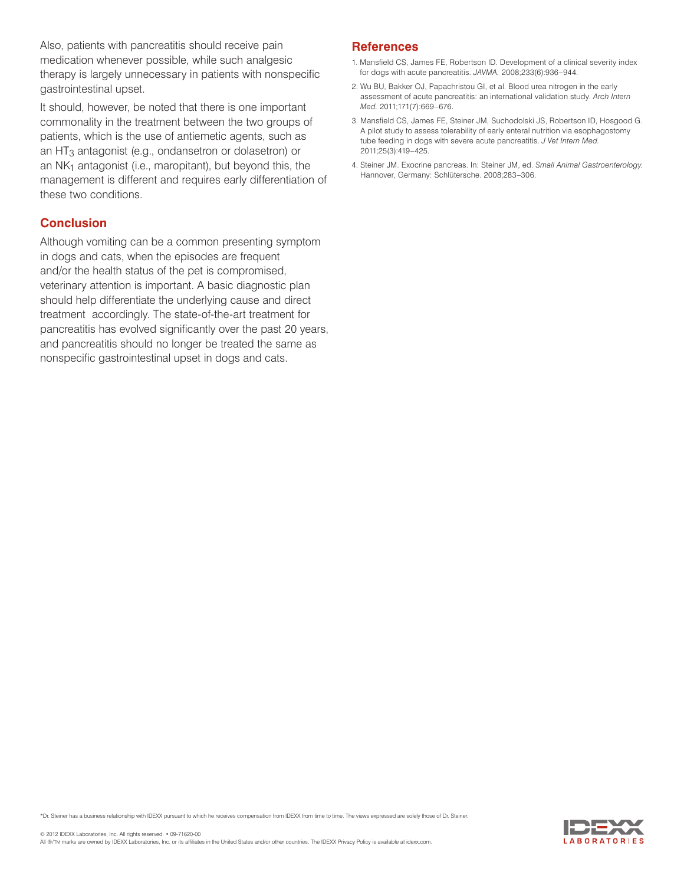Also, patients with pancreatitis should receive pain medication whenever possible, while such analgesic therapy is largely unnecessary in patients with nonspecific gastrointestinal upset.

It should, however, be noted that there is one important commonality in the treatment between the two groups of patients, which is the use of antiemetic agents, such as an $HT_3$ antagonist (e.g., ondansetron or dolasetron) or an $NK_1$ antagonist (i.e., maropitant), but beyond this, the management is different and requires early differentiation of these two conditions.

## Conclusion

Although vomiting can be a common presenting symptom in dogs and cats, when the episodes are frequent and/or the health status of the pet is compromised, veterinary attention is important. A basic diagnostic plan should help differentiate the underlying cause and direct treatment accordingly. The state-of-the-art treatment for pancreatitis has evolved significantly over the past 20 years, and pancreatitis should no longer be treated the same as nonspecific gastrointestinal upset in dogs and cats.

## References

1. Mansfield CS, James FE, Robertson ID. Development of a clinical severity index for dogs with acute pancreatitis. *JAVMA.* 2008;233(6):936–944.
2. Wu BU, Bakker OJ, Papachristou GI, et al. Blood urea nitrogen in the early assessment of acute pancreatitis: an international validation study. *Arch Intern Med.* 2011;171(7):669–676.
3. Mansfield CS, James FE, Steiner JM, Suchodolski JS, Robertson ID, Hosgood G. A pilot study to assess tolerability of early enteral nutrition via esophagostomy tube feeding in dogs with severe acute pancreatitis. *J Vet Intern Med.* 2011;25(3):419–425.
4. Steiner JM. Exocrine pancreas. In: Steiner JM, ed. *Small Animal Gastroenterology.* Hannover, Germany: Schlütersche. 2008;283–306.

*Dr. Steiner has a business relationship with IDEXX pursuant to which he receives compensation from IDEXX from time to time. The views expressed are solely those of Dr. Steiner.

© 2012 IDEXX Laboratories, Inc. All rights reserved. • 09-71620-00
All ®/TM marks are owned by IDEXX Laboratories, Inc. or its affiliates in the United States and/or other countries. The IDEXX Privacy Policy is available at idexx.com.